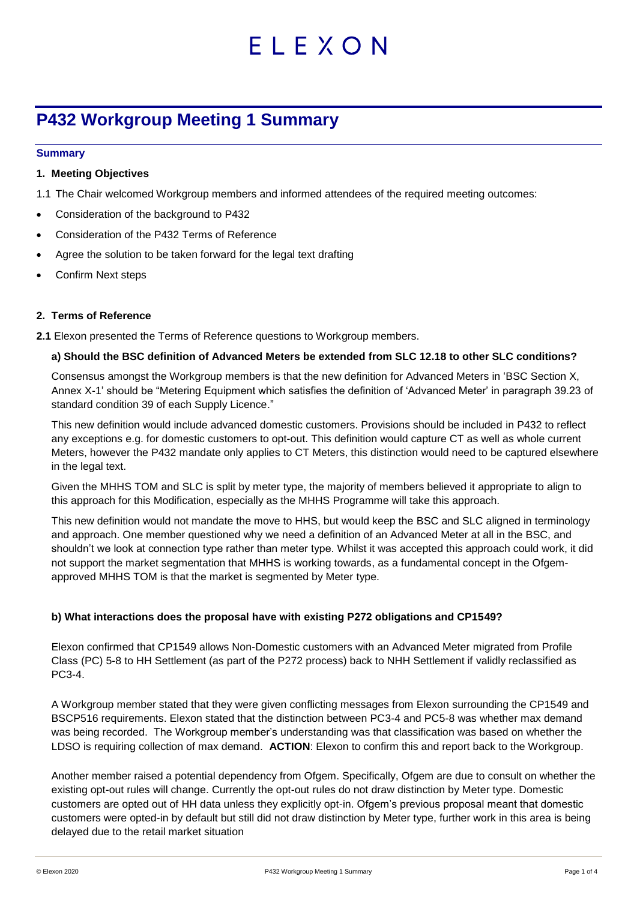# P432 Workgroup Meeting 1 Summary

### Summary

#### 1. Meeting Objectives

1.1 The Chair welcomed Workgroup members and informed attendees of the required meeting outcomes:

- Consideration of the background to P432
- Consideration of the P432 Terms of Reference
- Agree the solution to be taken forward for the legal text drafting
- Confirm Next steps

#### 2. Terms of Reference

**2.1** Elexon presented the Terms of Reference questions to Workgroup members.

**a) Should the BSC definition of Advanced Meters be extended from SLC 12.18 to other SLC conditions?**

Consensus amongst the Workgroup members is that the new definition for Advanced Meters in 'BSC Section X, Annex X-1' should be "Metering Equipment which satisfies the definition of 'Advanced Meter' in paragraph 39.23 of standard condition 39 of each Supply Licence."

This new definition would include advanced domestic customers. Provisions should be included in P432 to reflect any exceptions e.g. for domestic customers to opt-out. This definition would capture CT as well as whole current Meters, however the P432 mandate only applies to CT Meters, this distinction would need to be captured elsewhere in the legal text.

Given the MHHS TOM and SLC is split by meter type, the majority of members believed it appropriate to align to this approach for this Modification, especially as the MHHS Programme will take this approach.

This new definition would not mandate the move to HHS, but would keep the BSC and SLC aligned in terminology and approach. One member questioned why we need a definition of an Advanced Meter at all in the BSC, and shouldn't we look at connection type rather than meter type. Whilst it was accepted this approach could work, it did not support the market segmentation that MHHS is working towards, as a fundamental concept in the Ofgem-approved MHHS TOM is that the market is segmented by Meter type.

**b) What interactions does the proposal have with existing P272 obligations and CP1549?**

Elexon confirmed that CP1549 allows Non-Domestic customers with an Advanced Meter migrated from Profile Class (PC) 5-8 to HH Settlement (as part of the P272 process) back to NHH Settlement if validly reclassified as PC3-4.

A Workgroup member stated that they were given conflicting messages from Elexon surrounding the CP1549 and BSCP516 requirements. Elexon stated that the distinction between PC3-4 and PC5-8 was whether max demand was being recorded. The Workgroup member's understanding was that classification was based on whether the LDSO is requiring collection of max demand. **ACTION**: Elexon to confirm this and report back to the Workgroup.

Another member raised a potential dependency from Ofgem. Specifically, Ofgem are due to consult on whether the existing opt-out rules will change. Currently the opt-out rules do not draw distinction by Meter type. Domestic customers are opted out of HH data unless they explicitly opt-in. Ofgem's previous proposal meant that domestic customers were opted-in by default but still did not draw distinction by Meter type, further work in this area is being delayed due to the retail market situation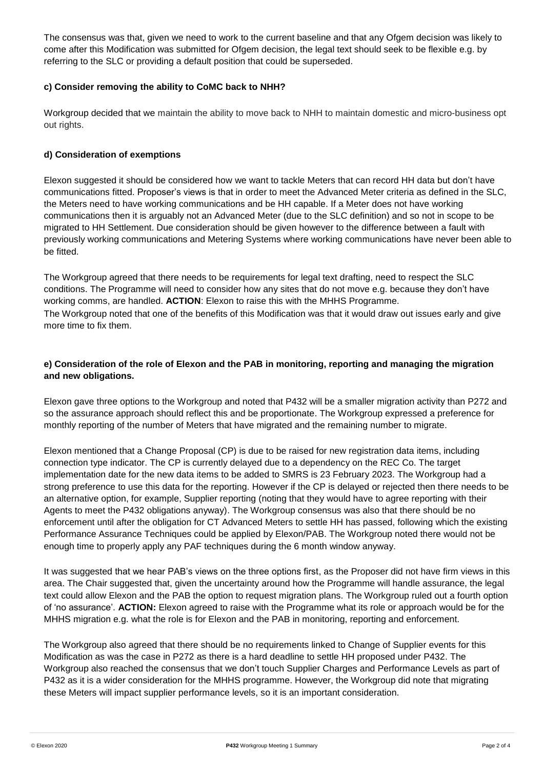The consensus was that, given we need to work to the current baseline and that any Ofgem decision was likely to come after this Modification was submitted for Ofgem decision, the legal text should seek to be flexible e.g. by referring to the SLC or providing a default position that could be superseded.

### c) Consider removing the ability to CoMC back to NHH?

Workgroup decided that we maintain the ability to move back to NHH to maintain domestic and micro-business opt out rights.

### d) Consideration of exemptions

Elexon suggested it should be considered how we want to tackle Meters that can record HH data but don't have communications fitted. Proposer's views is that in order to meet the Advanced Meter criteria as defined in the SLC, the Meters need to have working communications and be HH capable. If a Meter does not have working communications then it is arguably not an Advanced Meter (due to the SLC definition) and so not in scope to be migrated to HH Settlement. Due consideration should be given however to the difference between a fault with previously working communications and Metering Systems where working communications have never been able to be fitted.

The Workgroup agreed that there needs to be requirements for legal text drafting, need to respect the SLC conditions. The Programme will need to consider how any sites that do not move e.g. because they don't have working comms, are handled. **ACTION**: Elexon to raise this with the MHHS Programme.
The Workgroup noted that one of the benefits of this Modification was that it would draw out issues early and give more time to fix them.

### e) Consideration of the role of Elexon and the PAB in monitoring, reporting and managing the migration and new obligations.

Elexon gave three options to the Workgroup and noted that P432 will be a smaller migration activity than P272 and so the assurance approach should reflect this and be proportionate. The Workgroup expressed a preference for monthly reporting of the number of Meters that have migrated and the remaining number to migrate.

Elexon mentioned that a Change Proposal (CP) is due to be raised for new registration data items, including connection type indicator. The CP is currently delayed due to a dependency on the REC Co. The target implementation date for the new data items to be added to SMRS is 23 February 2023. The Workgroup had a strong preference to use this data for the reporting. However if the CP is delayed or rejected then there needs to be an alternative option, for example, Supplier reporting (noting that they would have to agree reporting with their Agents to meet the P432 obligations anyway). The Workgroup consensus was also that there should be no enforcement until after the obligation for CT Advanced Meters to settle HH has passed, following which the existing Performance Assurance Techniques could be applied by Elexon/PAB. The Workgroup noted there would not be enough time to properly apply any PAF techniques during the 6 month window anyway.

It was suggested that we hear PAB's views on the three options first, as the Proposer did not have firm views in this area. The Chair suggested that, given the uncertainty around how the Programme will handle assurance, the legal text could allow Elexon and the PAB the option to request migration plans. The Workgroup ruled out a fourth option of 'no assurance'. **ACTION:** Elexon agreed to raise with the Programme what its role or approach would be for the MHHS migration e.g. what the role is for Elexon and the PAB in monitoring, reporting and enforcement.

The Workgroup also agreed that there should be no requirements linked to Change of Supplier events for this Modification as was the case in P272 as there is a hard deadline to settle HH proposed under P432. The Workgroup also reached the consensus that we don't touch Supplier Charges and Performance Levels as part of P432 as it is a wider consideration for the MHHS programme. However, the Workgroup did note that migrating these Meters will impact supplier performance levels, so it is an important consideration.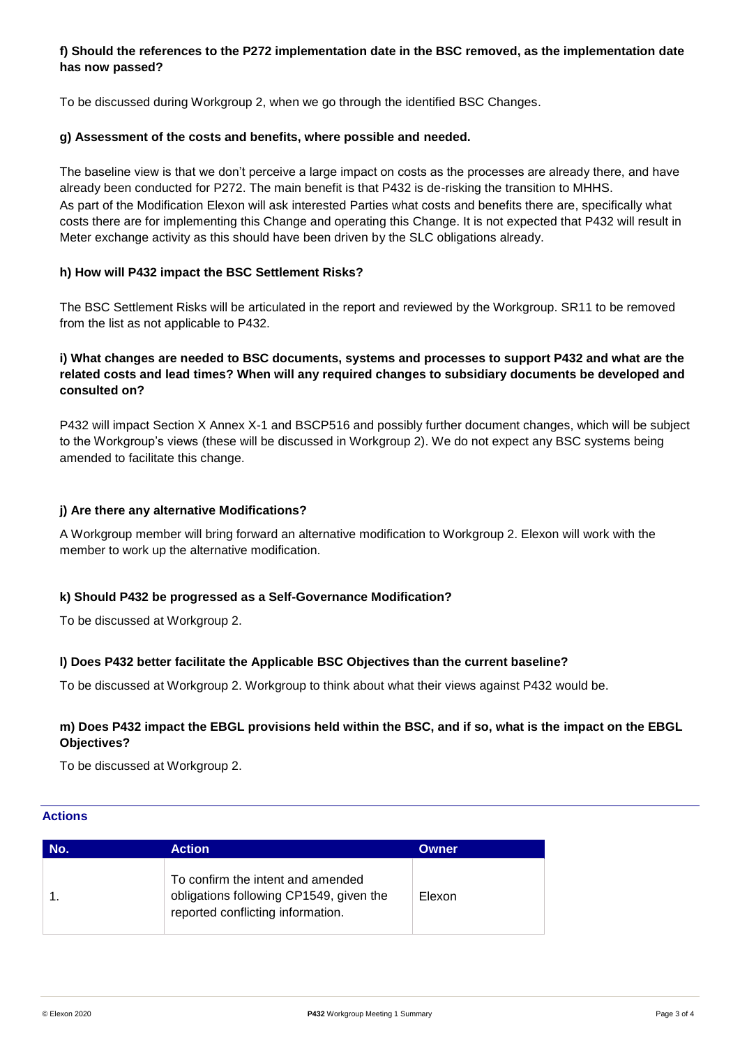**f) Should the references to the P272 implementation date in the BSC removed, as the implementation date has now passed?**

To be discussed during Workgroup 2, when we go through the identified BSC Changes.

**g) Assessment of the costs and benefits, where possible and needed.**

The baseline view is that we don't perceive a large impact on costs as the processes are already there, and have already been conducted for P272. The main benefit is that P432 is de-risking the transition to MHHS. As part of the Modification Elexon will ask interested Parties what costs and benefits there are, specifically what costs there are for implementing this Change and operating this Change. It is not expected that P432 will result in Meter exchange activity as this should have been driven by the SLC obligations already.

**h) How will P432 impact the BSC Settlement Risks?**

The BSC Settlement Risks will be articulated in the report and reviewed by the Workgroup. SR11 to be removed from the list as not applicable to P432.

**i) What changes are needed to BSC documents, systems and processes to support P432 and what are the related costs and lead times? When will any required changes to subsidiary documents be developed and consulted on?**

P432 will impact Section X Annex X-1 and BSCP516 and possibly further document changes, which will be subject to the Workgroup's views (these will be discussed in Workgroup 2). We do not expect any BSC systems being amended to facilitate this change.

**j) Are there any alternative Modifications?**

A Workgroup member will bring forward an alternative modification to Workgroup 2. Elexon will work with the member to work up the alternative modification.

**k) Should P432 be progressed as a Self-Governance Modification?**

To be discussed at Workgroup 2.

**l) Does P432 better facilitate the Applicable BSC Objectives than the current baseline?**

To be discussed at Workgroup 2. Workgroup to think about what their views against P432 would be.

**m) Does P432 impact the EBGL provisions held within the BSC, and if so, what is the impact on the EBGL Objectives?**

To be discussed at Workgroup 2.

## Actions

| No. | Action | Owner |
|---|---|---|
| 1. | To confirm the intent and amended obligations following CP1549, given the reported conflicting information. | Elexon |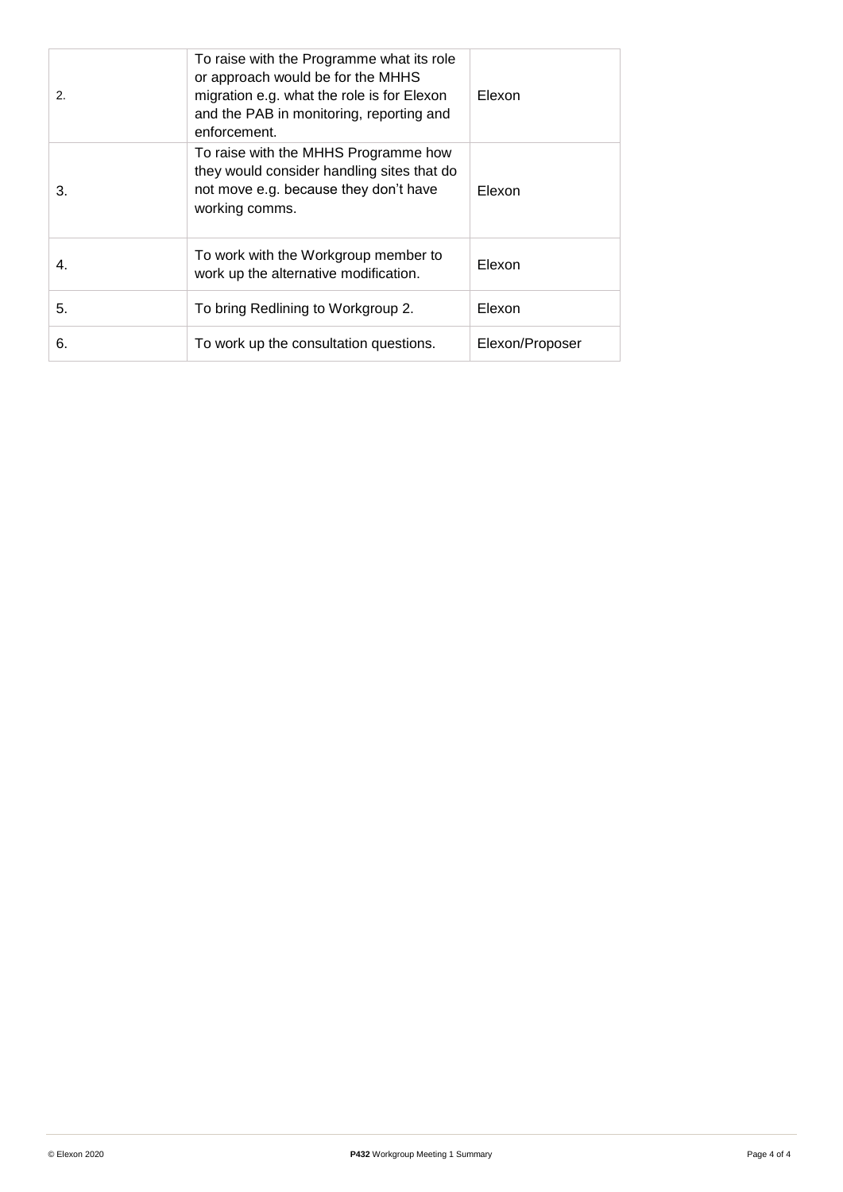| | | |
|---|---|---|
| 2. | To raise with the Programme what its role or approach would be for the MHHS migration e.g. what the role is for Elexon and the PAB in monitoring, reporting and enforcement. | Elexon |
| 3. | To raise with the MHHS Programme how they would consider handling sites that do not move e.g. because they don't have working comms. | Elexon |
| 4. | To work with the Workgroup member to work up the alternative modification. | Elexon |
| 5. | To bring Redlining to Workgroup 2. | Elexon |
| 6. | To work up the consultation questions. | Elexon/Proposer |